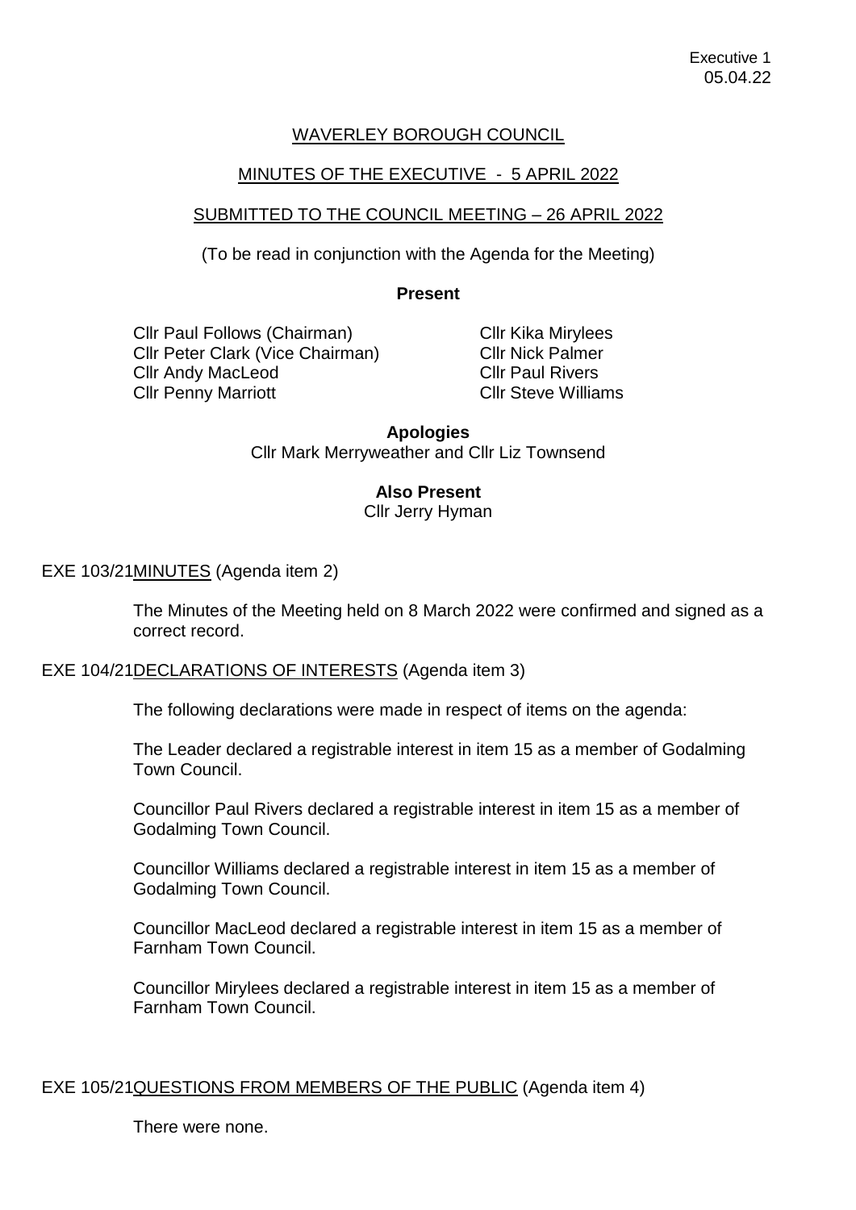Executive 1
05.04.22

# WAVERLEY BOROUGH COUNCIL

## MINUTES OF THE EXECUTIVE - 5 APRIL 2022

## SUBMITTED TO THE COUNCIL MEETING – 26 APRIL 2022

(To be read in conjunction with the Agenda for the Meeting)

**Present**

Cllr Paul Follows (Chairman)
Cllr Peter Clark (Vice Chairman)
Cllr Andy MacLeod
Cllr Penny Marriott
Cllr Kika Mirylees
Cllr Nick Palmer
Cllr Paul Rivers
Cllr Steve Williams

**Apologies**
Cllr Mark Merryweather and Cllr Liz Townsend

**Also Present**
Cllr Jerry Hyman

### EXE 103/21 MINUTES (Agenda item 2)

The Minutes of the Meeting held on 8 March 2022 were confirmed and signed as a correct record.

### EXE 104/21 DECLARATIONS OF INTERESTS (Agenda item 3)

The following declarations were made in respect of items on the agenda:

The Leader declared a registrable interest in item 15 as a member of Godalming Town Council.

Councillor Paul Rivers declared a registrable interest in item 15 as a member of Godalming Town Council.

Councillor Williams declared a registrable interest in item 15 as a member of Godalming Town Council.

Councillor MacLeod declared a registrable interest in item 15 as a member of Farnham Town Council.

Councillor Mirylees declared a registrable interest in item 15 as a member of Farnham Town Council.

### EXE 105/21 QUESTIONS FROM MEMBERS OF THE PUBLIC (Agenda item 4)

There were none.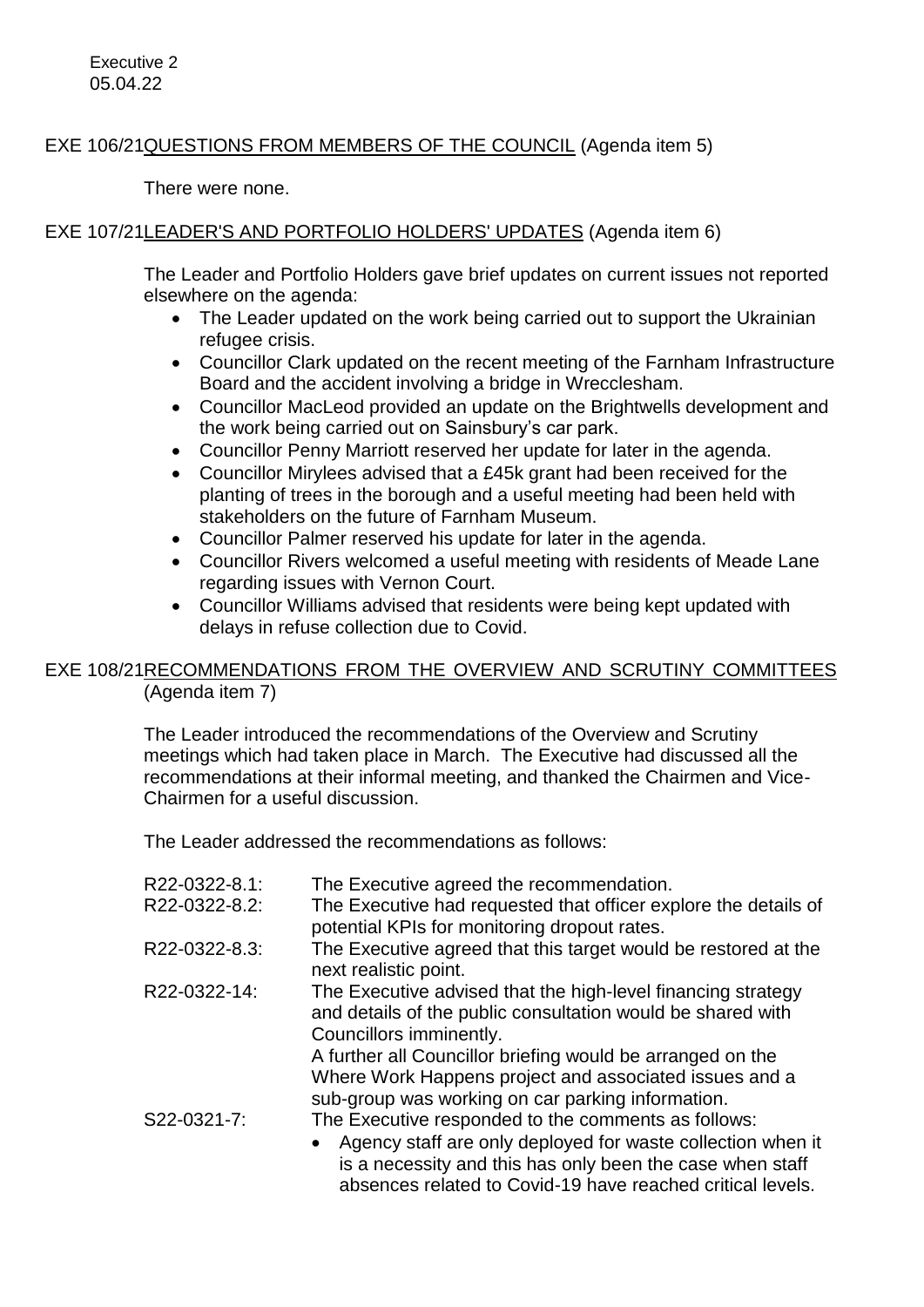## EXE 106/21 QUESTIONS FROM MEMBERS OF THE COUNCIL (Agenda item 5)

There were none.

## EXE 107/21 LEADER'S AND PORTFOLIO HOLDERS' UPDATES (Agenda item 6)

The Leader and Portfolio Holders gave brief updates on current issues not reported elsewhere on the agenda:

- The Leader updated on the work being carried out to support the Ukrainian refugee crisis.
- Councillor Clark updated on the recent meeting of the Farnham Infrastructure Board and the accident involving a bridge in Wrecclesham.
- Councillor MacLeod provided an update on the Brightwells development and the work being carried out on Sainsbury's car park.
- Councillor Penny Marriott reserved her update for later in the agenda.
- Councillor Mirylees advised that a £45k grant had been received for the planting of trees in the borough and a useful meeting had been held with stakeholders on the future of Farnham Museum.
- Councillor Palmer reserved his update for later in the agenda.
- Councillor Rivers welcomed a useful meeting with residents of Meade Lane regarding issues with Vernon Court.
- Councillor Williams advised that residents were being kept updated with delays in refuse collection due to Covid.

## EXE 108/21 RECOMMENDATIONS FROM THE OVERVIEW AND SCRUTINY COMMITTEES (Agenda item 7)

The Leader introduced the recommendations of the Overview and Scrutiny meetings which had taken place in March. The Executive had discussed all the recommendations at their informal meeting, and thanked the Chairmen and Vice-Chairmen for a useful discussion.

The Leader addressed the recommendations as follows:

R22-0322-8.1: The Executive agreed the recommendation.

R22-0322-8.2: The Executive had requested that officer explore the details of potential KPIs for monitoring dropout rates.

R22-0322-8.3: The Executive agreed that this target would be restored at the next realistic point.

R22-0322-14: The Executive advised that the high-level financing strategy and details of the public consultation would be shared with Councillors imminently.
A further all Councillor briefing would be arranged on the Where Work Happens project and associated issues and a sub-group was working on car parking information.

S22-0321-7: The Executive responded to the comments as follows:

- Agency staff are only deployed for waste collection when it is a necessity and this has only been the case when staff absences related to Covid-19 have reached critical levels.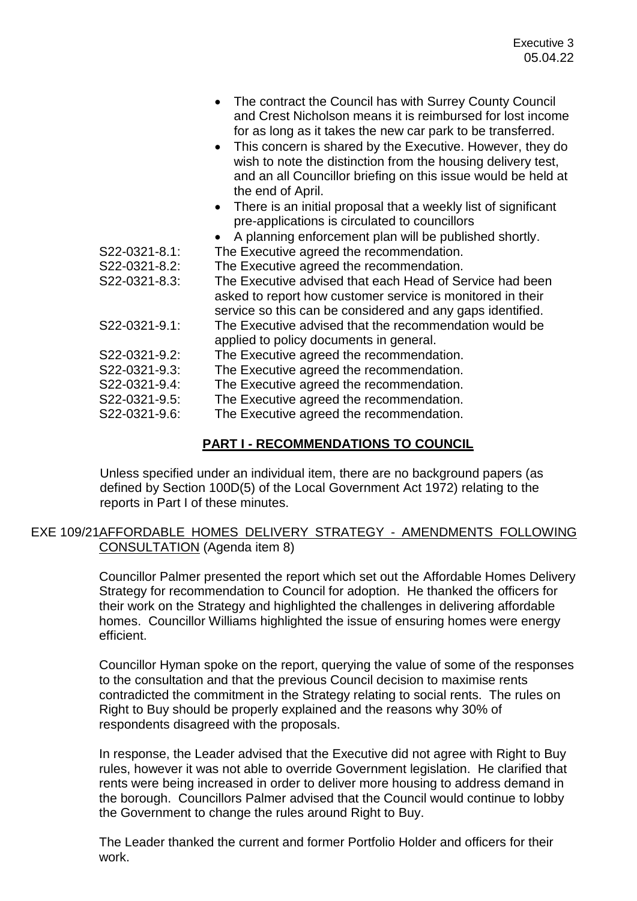- The contract the Council has with Surrey County Council and Crest Nicholson means it is reimbursed for lost income for as long as it takes the new car park to be transferred.
- This concern is shared by the Executive. However, they do wish to note the distinction from the housing delivery test, and an all Councillor briefing on this issue would be held at the end of April.
- There is an initial proposal that a weekly list of significant pre-applications is circulated to councillors
- A planning enforcement plan will be published shortly.

S22-0321-8.1: The Executive agreed the recommendation.
S22-0321-8.2: The Executive agreed the recommendation.
S22-0321-8.3: The Executive advised that each Head of Service had been asked to report how customer service is monitored in their service so this can be considered and any gaps identified.
S22-0321-9.1: The Executive advised that the recommendation would be applied to policy documents in general.
S22-0321-9.2: The Executive agreed the recommendation.
S22-0321-9.3: The Executive agreed the recommendation.
S22-0321-9.4: The Executive agreed the recommendation.
S22-0321-9.5: The Executive agreed the recommendation.
S22-0321-9.6: The Executive agreed the recommendation.

## PART I - RECOMMENDATIONS TO COUNCIL

Unless specified under an individual item, there are no background papers (as defined by Section 100D(5) of the Local Government Act 1972) relating to the reports in Part I of these minutes.

### EXE 109/21 AFFORDABLE HOMES DELIVERY STRATEGY - AMENDMENTS FOLLOWING CONSULTATION (Agenda item 8)

Councillor Palmer presented the report which set out the Affordable Homes Delivery Strategy for recommendation to Council for adoption. He thanked the officers for their work on the Strategy and highlighted the challenges in delivering affordable homes. Councillor Williams highlighted the issue of ensuring homes were energy efficient.

Councillor Hyman spoke on the report, querying the value of some of the responses to the consultation and that the previous Council decision to maximise rents contradicted the commitment in the Strategy relating to social rents. The rules on Right to Buy should be properly explained and the reasons why 30% of respondents disagreed with the proposals.

In response, the Leader advised that the Executive did not agree with Right to Buy rules, however it was not able to override Government legislation. He clarified that rents were being increased in order to deliver more housing to address demand in the borough. Councillors Palmer advised that the Council would continue to lobby the Government to change the rules around Right to Buy.

The Leader thanked the current and former Portfolio Holder and officers for their work.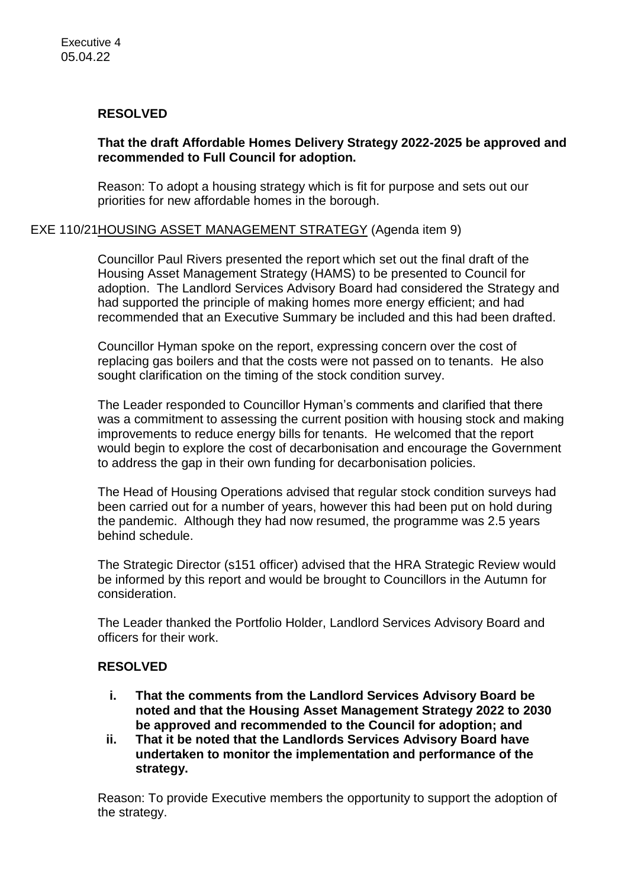**RESOLVED**

**That the draft Affordable Homes Delivery Strategy 2022-2025 be approved and recommended to Full Council for adoption.**

Reason: To adopt a housing strategy which is fit for purpose and sets out our priorities for new affordable homes in the borough.

EXE 110/21 HOUSING ASSET MANAGEMENT STRATEGY (Agenda item 9)

Councillor Paul Rivers presented the report which set out the final draft of the Housing Asset Management Strategy (HAMS) to be presented to Council for adoption. The Landlord Services Advisory Board had considered the Strategy and had supported the principle of making homes more energy efficient; and had recommended that an Executive Summary be included and this had been drafted.

Councillor Hyman spoke on the report, expressing concern over the cost of replacing gas boilers and that the costs were not passed on to tenants. He also sought clarification on the timing of the stock condition survey.

The Leader responded to Councillor Hyman's comments and clarified that there was a commitment to assessing the current position with housing stock and making improvements to reduce energy bills for tenants. He welcomed that the report would begin to explore the cost of decarbonisation and encourage the Government to address the gap in their own funding for decarbonisation policies.

The Head of Housing Operations advised that regular stock condition surveys had been carried out for a number of years, however this had been put on hold during the pandemic. Although they had now resumed, the programme was 2.5 years behind schedule.

The Strategic Director (s151 officer) advised that the HRA Strategic Review would be informed by this report and would be brought to Councillors in the Autumn for consideration.

The Leader thanked the Portfolio Holder, Landlord Services Advisory Board and officers for their work.

**RESOLVED**

- **i. That the comments from the Landlord Services Advisory Board be noted and that the Housing Asset Management Strategy 2022 to 2030 be approved and recommended to the Council for adoption; and**
- **ii. That it be noted that the Landlords Services Advisory Board have undertaken to monitor the implementation and performance of the strategy.**

Reason: To provide Executive members the opportunity to support the adoption of the strategy.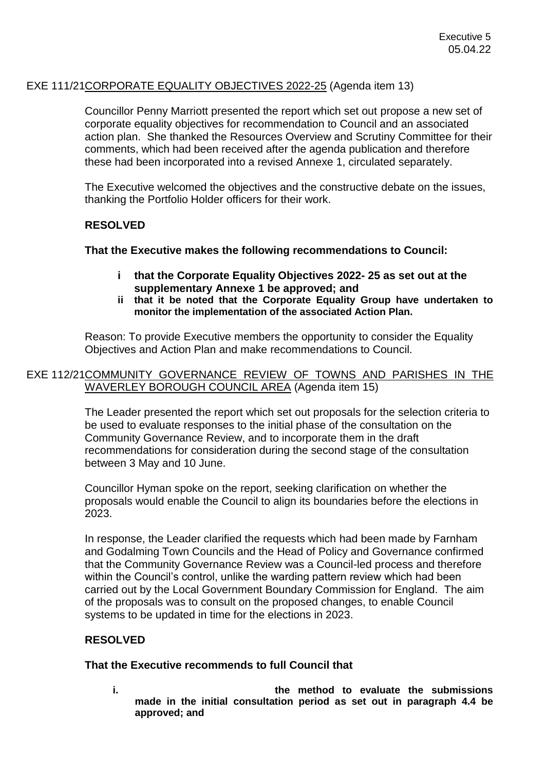## EXE 111/21 CORPORATE EQUALITY OBJECTIVES 2022-25 (Agenda item 13)

Councillor Penny Marriott presented the report which set out propose a new set of corporate equality objectives for recommendation to Council and an associated action plan. She thanked the Resources Overview and Scrutiny Committee for their comments, which had been received after the agenda publication and therefore these had been incorporated into a revised Annexe 1, circulated separately.

The Executive welcomed the objectives and the constructive debate on the issues, thanking the Portfolio Holder officers for their work.

**RESOLVED**

**That the Executive makes the following recommendations to Council:**

- **i that the Corporate Equality Objectives 2022- 25 as set out at the supplementary Annexe 1 be approved; and**
- **ii that it be noted that the Corporate Equality Group have undertaken to monitor the implementation of the associated Action Plan.**

Reason: To provide Executive members the opportunity to consider the Equality Objectives and Action Plan and make recommendations to Council.

## EXE 112/21 COMMUNITY GOVERNANCE REVIEW OF TOWNS AND PARISHES IN THE WAVERLEY BOROUGH COUNCIL AREA (Agenda item 15)

The Leader presented the report which set out proposals for the selection criteria to be used to evaluate responses to the initial phase of the consultation on the Community Governance Review, and to incorporate them in the draft recommendations for consideration during the second stage of the consultation between 3 May and 10 June.

Councillor Hyman spoke on the report, seeking clarification on whether the proposals would enable the Council to align its boundaries before the elections in 2023.

In response, the Leader clarified the requests which had been made by Farnham and Godalming Town Councils and the Head of Policy and Governance confirmed that the Community Governance Review was a Council-led process and therefore within the Council's control, unlike the warding pattern review which had been carried out by the Local Government Boundary Commission for England. The aim of the proposals was to consult on the proposed changes, to enable Council systems to be updated in time for the elections in 2023.

**RESOLVED**

**That the Executive recommends to full Council that**

- **i. the method to evaluate the submissions made in the initial consultation period as set out in paragraph 4.4 be approved; and**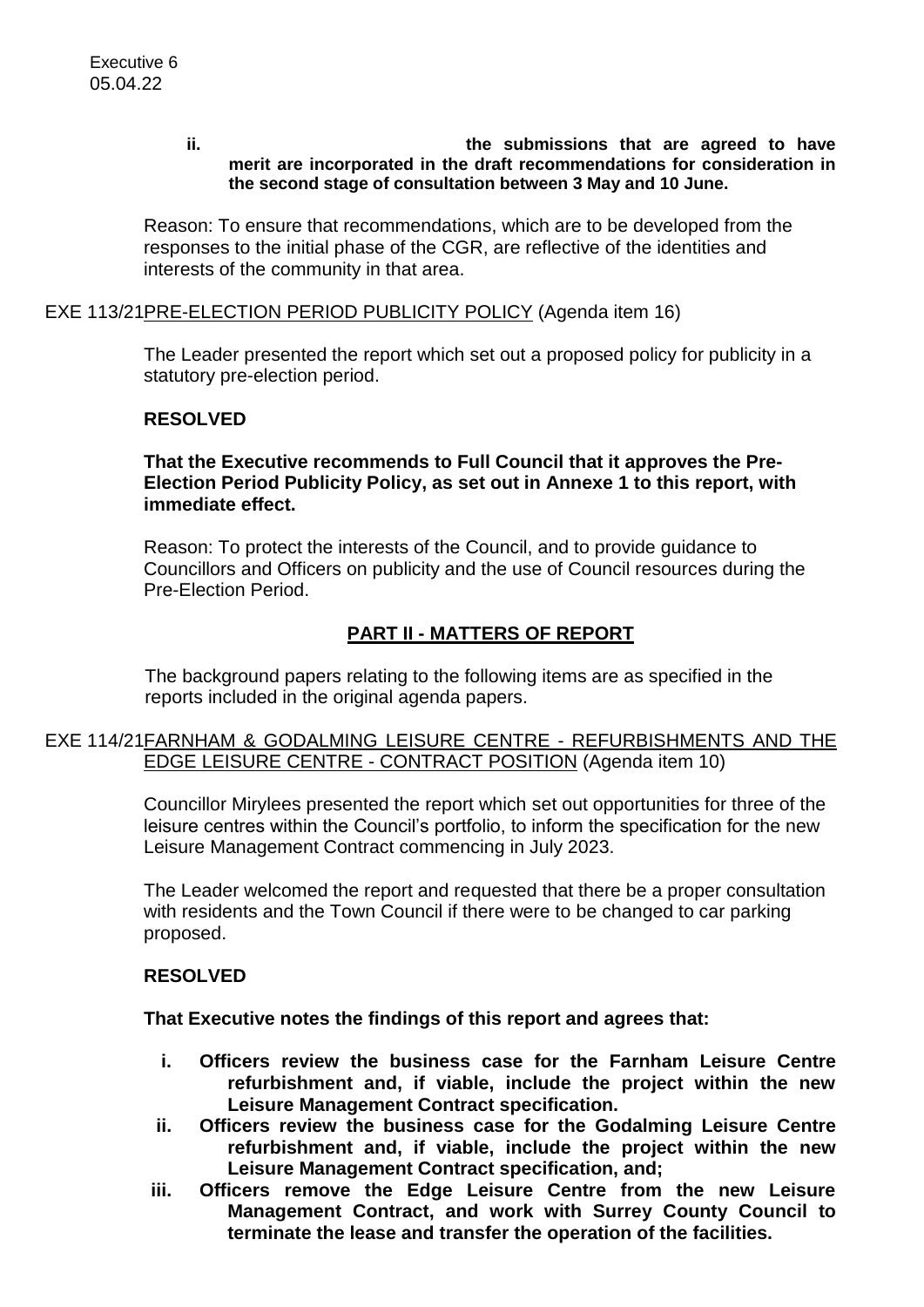ii. **the submissions that are agreed to have merit are incorporated in the draft recommendations for consideration in the second stage of consultation between 3 May and 10 June.**

Reason: To ensure that recommendations, which are to be developed from the responses to the initial phase of the CGR, are reflective of the identities and interests of the community in that area.

EXE 113/21 PRE-ELECTION PERIOD PUBLICITY POLICY (Agenda item 16)

The Leader presented the report which set out a proposed policy for publicity in a statutory pre-election period.

**RESOLVED**

**That the Executive recommends to Full Council that it approves the Pre-Election Period Publicity Policy, as set out in Annexe 1 to this report, with immediate effect.**

Reason: To protect the interests of the Council, and to provide guidance to Councillors and Officers on publicity and the use of Council resources during the Pre-Election Period.

## PART II - MATTERS OF REPORT

The background papers relating to the following items are as specified in the reports included in the original agenda papers.

EXE 114/21 FARNHAM & GODALMING LEISURE CENTRE - REFURBISHMENTS AND THE EDGE LEISURE CENTRE - CONTRACT POSITION (Agenda item 10)

Councillor Mirylees presented the report which set out opportunities for three of the leisure centres within the Council's portfolio, to inform the specification for the new Leisure Management Contract commencing in July 2023.

The Leader welcomed the report and requested that there be a proper consultation with residents and the Town Council if there were to be changed to car parking proposed.

**RESOLVED**

**That Executive notes the findings of this report and agrees that:**

i. **Officers review the business case for the Farnham Leisure Centre refurbishment and, if viable, include the project within the new Leisure Management Contract specification.**
ii. **Officers review the business case for the Godalming Leisure Centre refurbishment and, if viable, include the project within the new Leisure Management Contract specification, and;**
iii. **Officers remove the Edge Leisure Centre from the new Leisure Management Contract, and work with Surrey County Council to terminate the lease and transfer the operation of the facilities.**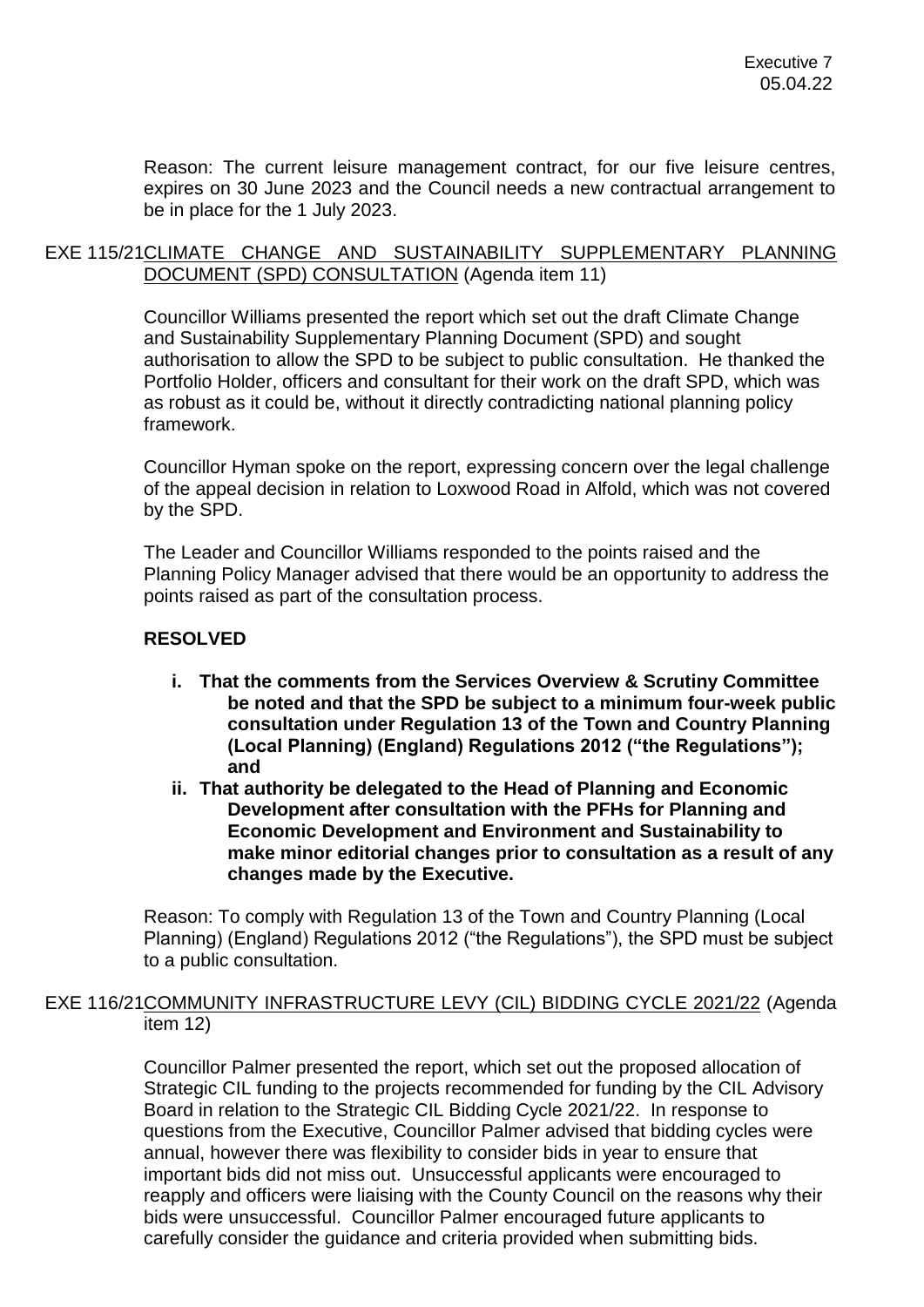Reason: The current leisure management contract, for our five leisure centres, expires on 30 June 2023 and the Council needs a new contractual arrangement to be in place for the 1 July 2023.

EXE 115/21 CLIMATE CHANGE AND SUSTAINABILITY SUPPLEMENTARY PLANNING DOCUMENT (SPD) CONSULTATION (Agenda item 11)

Councillor Williams presented the report which set out the draft Climate Change and Sustainability Supplementary Planning Document (SPD) and sought authorisation to allow the SPD to be subject to public consultation. He thanked the Portfolio Holder, officers and consultant for their work on the draft SPD, which was as robust as it could be, without it directly contradicting national planning policy framework.

Councillor Hyman spoke on the report, expressing concern over the legal challenge of the appeal decision in relation to Loxwood Road in Alfold, which was not covered by the SPD.

The Leader and Councillor Williams responded to the points raised and the Planning Policy Manager advised that there would be an opportunity to address the points raised as part of the consultation process.

**RESOLVED**

- **i. That the comments from the Services Overview & Scrutiny Committee be noted and that the SPD be subject to a minimum four-week public consultation under Regulation 13 of the Town and Country Planning (Local Planning) (England) Regulations 2012 ("the Regulations"); and**
- **ii. That authority be delegated to the Head of Planning and Economic Development after consultation with the PFHs for Planning and Economic Development and Environment and Sustainability to make minor editorial changes prior to consultation as a result of any changes made by the Executive.**

Reason: To comply with Regulation 13 of the Town and Country Planning (Local Planning) (England) Regulations 2012 ("the Regulations"), the SPD must be subject to a public consultation.

EXE 116/21 COMMUNITY INFRASTRUCTURE LEVY (CIL) BIDDING CYCLE 2021/22 (Agenda item 12)

Councillor Palmer presented the report, which set out the proposed allocation of Strategic CIL funding to the projects recommended for funding by the CIL Advisory Board in relation to the Strategic CIL Bidding Cycle 2021/22. In response to questions from the Executive, Councillor Palmer advised that bidding cycles were annual, however there was flexibility to consider bids in year to ensure that important bids did not miss out. Unsuccessful applicants were encouraged to reapply and officers were liaising with the County Council on the reasons why their bids were unsuccessful. Councillor Palmer encouraged future applicants to carefully consider the guidance and criteria provided when submitting bids.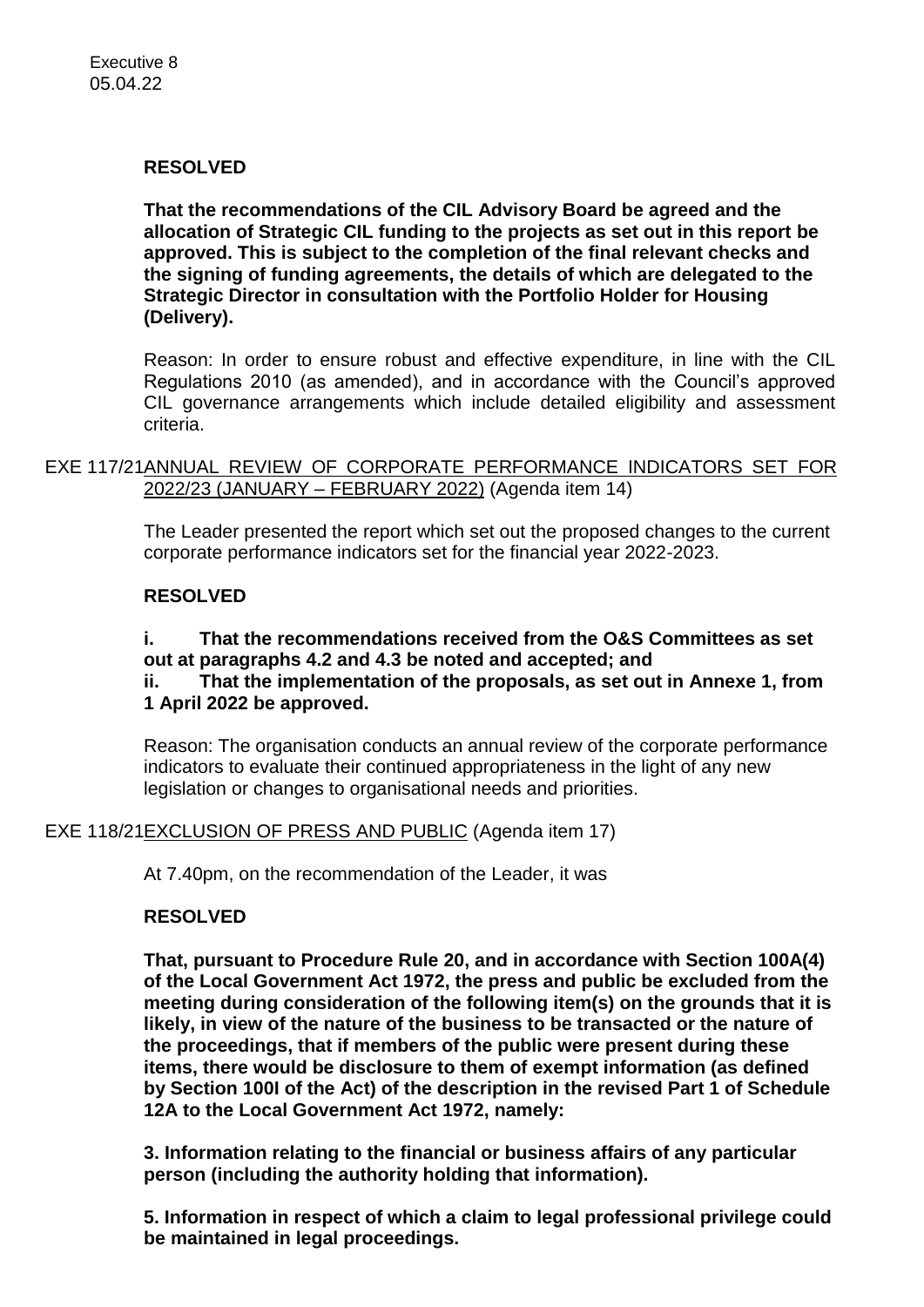**RESOLVED**

**That the recommendations of the CIL Advisory Board be agreed and the allocation of Strategic CIL funding to the projects as set out in this report be approved. This is subject to the completion of the final relevant checks and the signing of funding agreements, the details of which are delegated to the Strategic Director in consultation with the Portfolio Holder for Housing (Delivery).**

Reason: In order to ensure robust and effective expenditure, in line with the CIL Regulations 2010 (as amended), and in accordance with the Council's approved CIL governance arrangements which include detailed eligibility and assessment criteria.

EXE 117/21 ANNUAL REVIEW OF CORPORATE PERFORMANCE INDICATORS SET FOR 2022/23 (JANUARY – FEBRUARY 2022) (Agenda item 14)

The Leader presented the report which set out the proposed changes to the current corporate performance indicators set for the financial year 2022-2023.

**RESOLVED**

**i. That the recommendations received from the O&S Committees as set out at paragraphs 4.2 and 4.3 be noted and accepted; and**
**ii. That the implementation of the proposals, as set out in Annexe 1, from 1 April 2022 be approved.**

Reason: The organisation conducts an annual review of the corporate performance indicators to evaluate their continued appropriateness in the light of any new legislation or changes to organisational needs and priorities.

EXE 118/21 EXCLUSION OF PRESS AND PUBLIC (Agenda item 17)

At 7.40pm, on the recommendation of the Leader, it was

**RESOLVED**

**That, pursuant to Procedure Rule 20, and in accordance with Section 100A(4) of the Local Government Act 1972, the press and public be excluded from the meeting during consideration of the following item(s) on the grounds that it is likely, in view of the nature of the business to be transacted or the nature of the proceedings, that if members of the public were present during these items, there would be disclosure to them of exempt information (as defined by Section 100I of the Act) of the description in the revised Part 1 of Schedule 12A to the Local Government Act 1972, namely:**

**3. Information relating to the financial or business affairs of any particular person (including the authority holding that information).**

**5. Information in respect of which a claim to legal professional privilege could be maintained in legal proceedings.**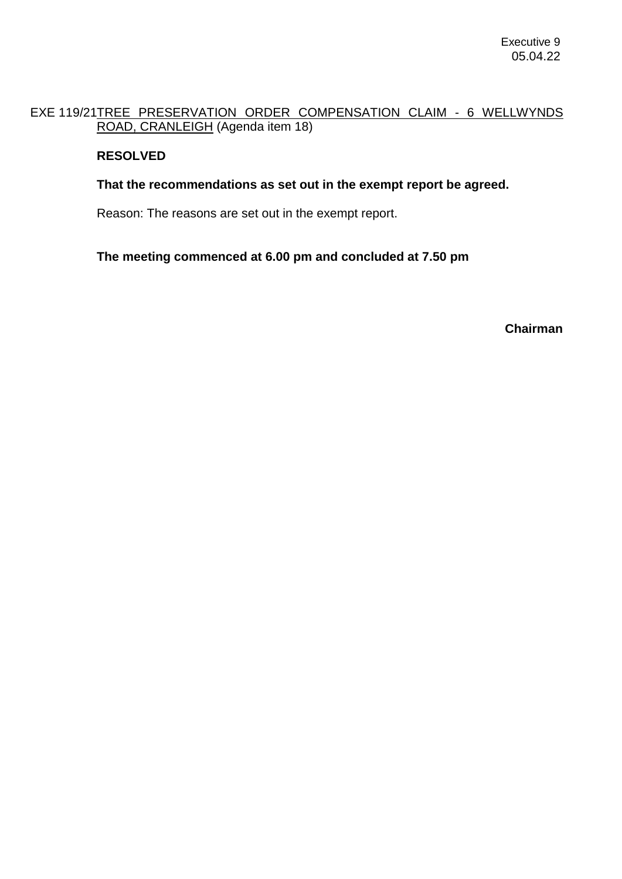EXE 119/21 TREE PRESERVATION ORDER COMPENSATION CLAIM - 6 WELLWYNDS ROAD, CRANLEIGH (Agenda item 18)

**RESOLVED**

**That the recommendations as set out in the exempt report be agreed.**

Reason: The reasons are set out in the exempt report.

**The meeting commenced at 6.00 pm and concluded at 7.50 pm**

**Chairman**